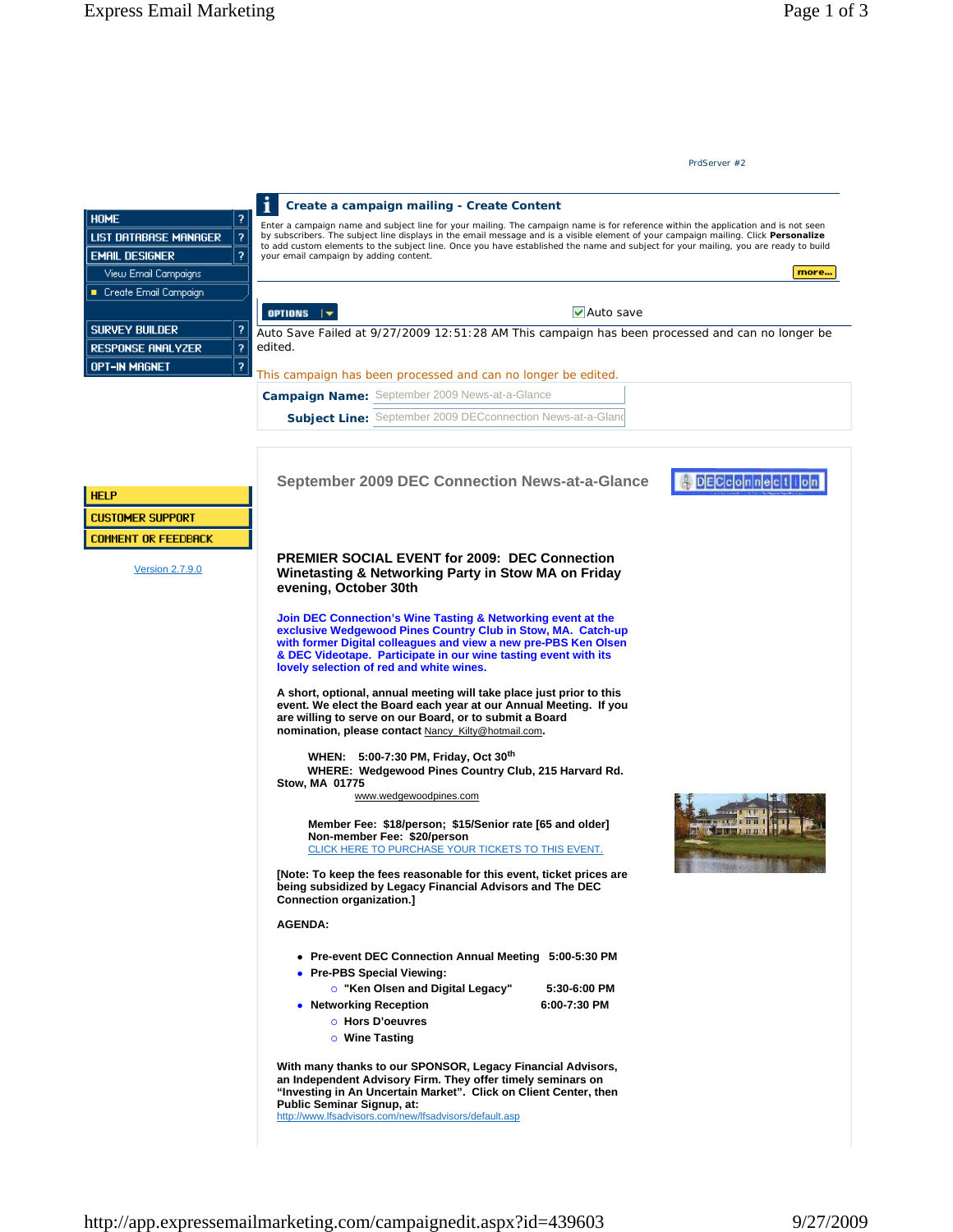PrdServer #2

- HOME ?
- LIST DATABASE MANAGER ?
- EMAIL DESIGNER ?
  - View Email Campaigns
  - Create Email Campaign
- SURVEY BUILDER ?
- RESPONSE ANALYZER ?
- OPT-IN MAGNET ?

## Create a campaign mailing - Create Content

Enter a campaign name and subject line for your mailing. The campaign name is for reference within the application and is not seen by subscribers. The subject line displays in the email message and is a visible element of your campaign mailing. Click **Personalize** to add custom elements to the subject line. Once you have established the name and subject for your mailing, you are ready to build your email campaign by adding content.

more...

OPTIONS

Auto save

Auto Save Failed at 9/27/2009 12:51:28 AM This campaign has been processed and can no longer be edited.

This campaign has been processed and can no longer be edited.

**Campaign Name:** September 2009 News-at-a-Glance

**Subject Line:** September 2009 DECconnection News-at-a-Glanc

- HELP
- CUSTOMER SUPPORT
- COMMENT OR FEEDBACK

Version 2.7.9.0

## September 2009 DEC Connection News-at-a-Glance

DECconnection

### PREMIER SOCIAL EVENT for 2009: DEC Connection Winetasting & Networking Party in Stow MA on Friday evening, October 30th

**Join DEC Connection's Wine Tasting & Networking event at the exclusive Wedgewood Pines Country Club in Stow, MA. Catch-up with former Digital colleagues and view a new pre-PBS Ken Olsen & DEC Videotape. Participate in our wine tasting event with its lovely selection of red and white wines.**

**A short, optional, annual meeting will take place just prior to this event. We elect the Board each year at our Annual Meeting. If you are willing to serve on our Board, or to submit a Board nomination, please contact** Nancy_Kilty@hotmail.com.

**WHEN: 5:00-7:30 PM, Friday, Oct 30th**
**WHERE: Wedgewood Pines Country Club, 215 Harvard Rd. Stow, MA 01775**
www.wedgewoodpines.com

**Member Fee: $18/person; $15/Senior rate [65 and older]**
**Non-member Fee: $20/person**
CLICK HERE TO PURCHASE YOUR TICKETS TO THIS EVENT.

**[Note: To keep the fees reasonable for this event, ticket prices are being subsidized by Legacy Financial Advisors and The DEC Connection organization.]**

**AGENDA:**

- **Pre-event DEC Connection Annual Meeting 5:00-5:30 PM**
- **Pre-PBS Special Viewing:**
  - **"Ken Olsen and Digital Legacy" 5:30-6:00 PM**
- **Networking Reception 6:00-7:30 PM**
  - **Hors D'oeuvres**
  - **Wine Tasting**

**With many thanks to our SPONSOR, Legacy Financial Advisors, an Independent Advisory Firm. They offer timely seminars on "Investing in An Uncertain Market". Click on Client Center, then Public Seminar Signup, at:**
http://www.lfsadvisors.com/new/lfsadvisors/default.asp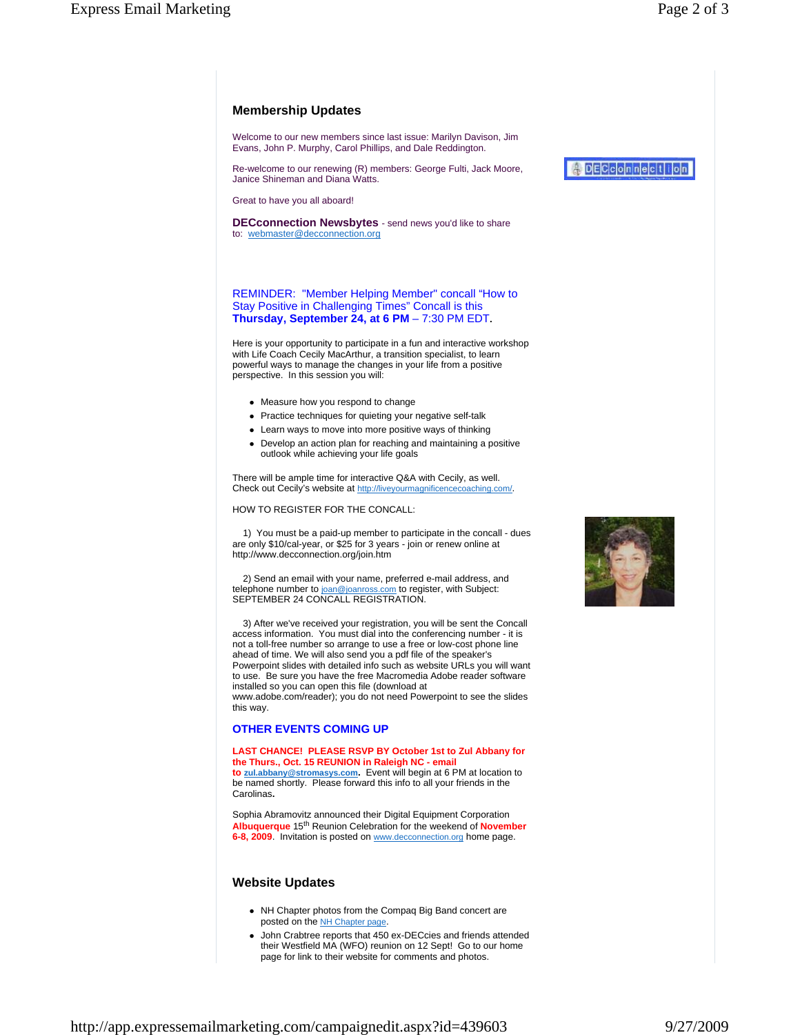## Membership Updates

Welcome to our new members since last issue: Marilyn Davison, Jim Evans, John P. Murphy, Carol Phillips, and Dale Reddington.

Re-welcome to our renewing (R) members: George Fulti, Jack Moore, Janice Shineman and Diana Watts.

Great to have you all aboard!

**DECconnection Newsbytes** - send news you'd like to share to: webmaster@decconnection.org

REMINDER: "Member Helping Member" concall "How to Stay Positive in Challenging Times" Concall is this **Thursday, September 24, at 6 PM** – 7:30 PM EDT.

Here is your opportunity to participate in a fun and interactive workshop with Life Coach Cecily MacArthur, a transition specialist, to learn powerful ways to manage the changes in your life from a positive perspective. In this session you will:

- Measure how you respond to change
- Practice techniques for quieting your negative self-talk
- Learn ways to move into more positive ways of thinking
- Develop an action plan for reaching and maintaining a positive outlook while achieving your life goals

There will be ample time for interactive Q&A with Cecily, as well. Check out Cecily's website at http://liveyourmagnificencecoaching.com/.

HOW TO REGISTER FOR THE CONCALL:

1) You must be a paid-up member to participate in the concall - dues are only $10/cal-year, or $25 for 3 years - join or renew online at http://www.decconnection.org/join.htm

2) Send an email with your name, preferred e-mail address, and telephone number to joan@joanross.com to register, with Subject: SEPTEMBER 24 CONCALL REGISTRATION.

3) After we've received your registration, you will be sent the Concall access information. You must dial into the conferencing number - it is not a toll-free number so arrange to use a free or low-cost phone line ahead of time. We will also send you a pdf file of the speaker's Powerpoint slides with detailed info such as website URLs you will want to use. Be sure you have the free Macromedia Adobe reader software installed so you can open this file (download at www.adobe.com/reader); you do not need Powerpoint to see the slides this way.

### OTHER EVENTS COMING UP

**LAST CHANCE! PLEASE RSVP BY October 1st to Zul Abbany for the Thurs., Oct. 15 REUNION in Raleigh NC - email to zul.abbany@stromasys.com.** Event will begin at 6 PM at location to be named shortly. Please forward this info to all your friends in the Carolinas.

Sophia Abramovitz announced their Digital Equipment Corporation **Albuquerque** 15th Reunion Celebration for the weekend of **November 6-8, 2009**. Invitation is posted on www.decconnection.org home page.

## Website Updates

- NH Chapter photos from the Compaq Big Band concert are posted on the NH Chapter page.
- John Crabtree reports that 450 ex-DECcies and friends attended their Westfield MA (WFO) reunion on 12 Sept! Go to our home page for link to their website for comments and photos.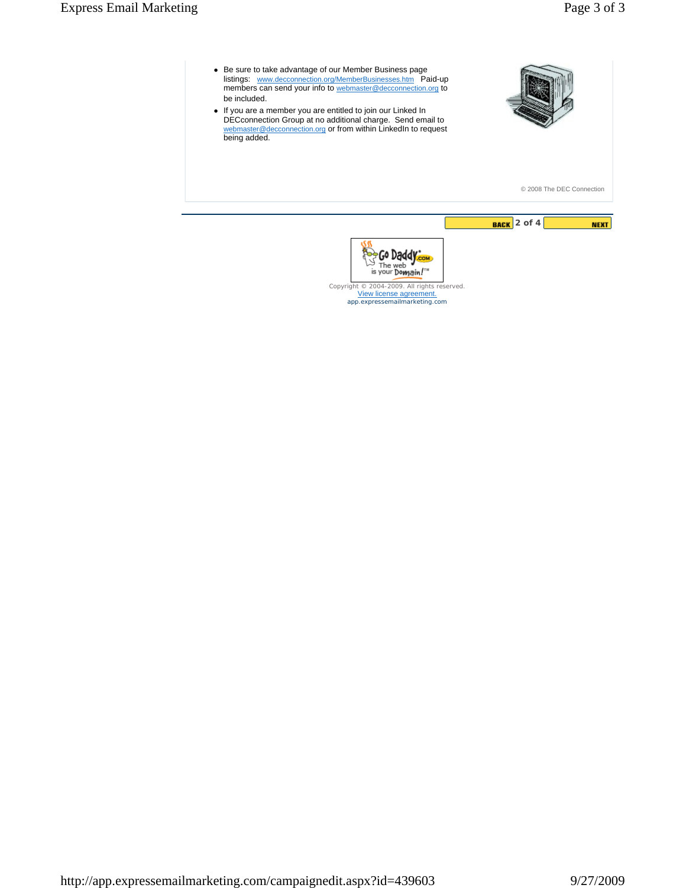- Be sure to take advantage of our Member Business page listings: www.decconnection.org/MemberBusinesses.htm Paid-up members can send your info to webmaster@decconnection.org to be included.
- If you are a member you are entitled to join our Linked In DECconnection Group at no additional charge. Send email to webmaster@decconnection.org or from within LinkedIn to request being added.

© 2008 The DEC Connection

BACK 2 of 4 NEXT

Copyright © 2004-2009. All rights reserved.
View license agreement.
app.expressemailmarketing.com